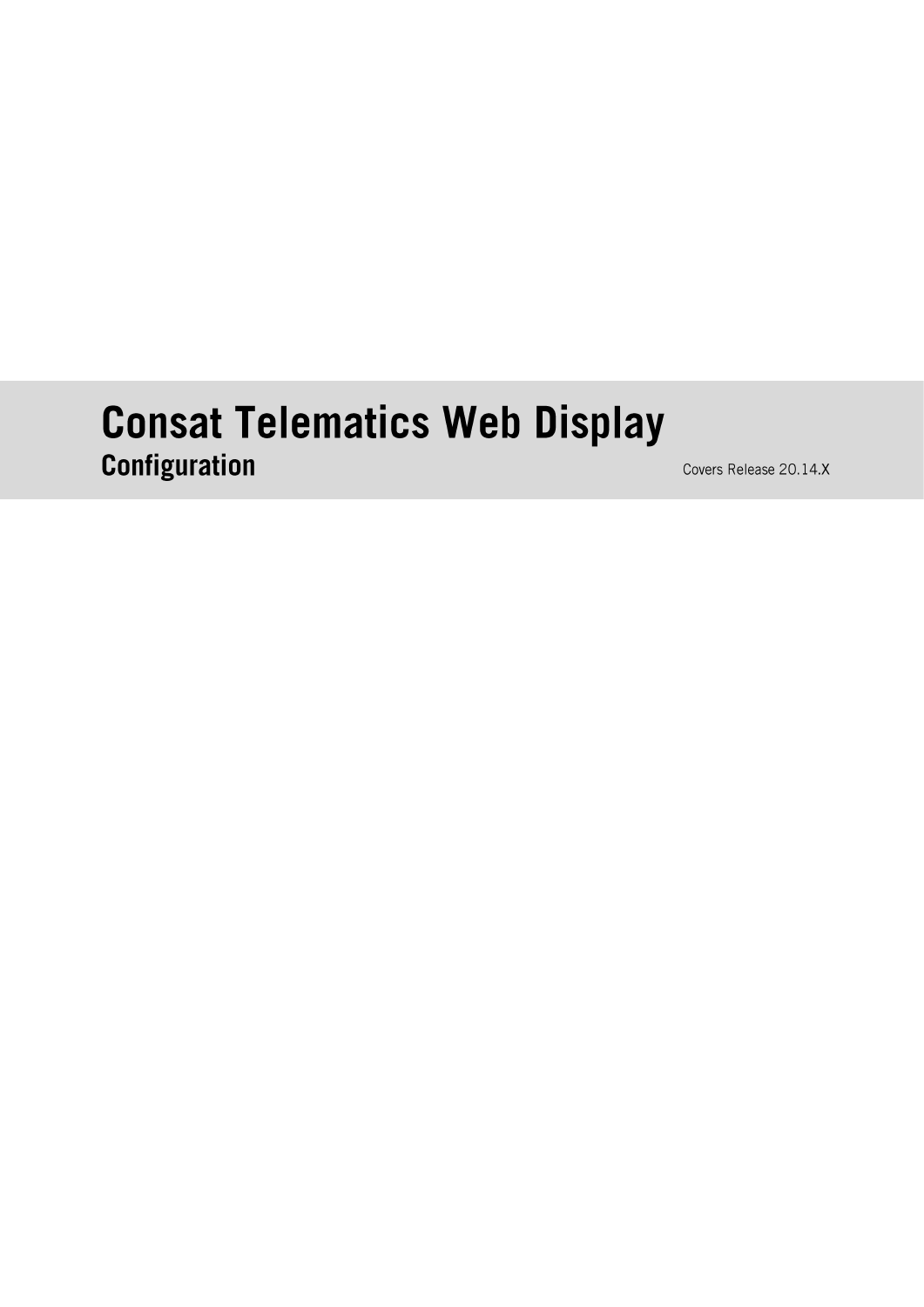# Consat Telematics Web Display

## Configuration

Covers Release 20.14.X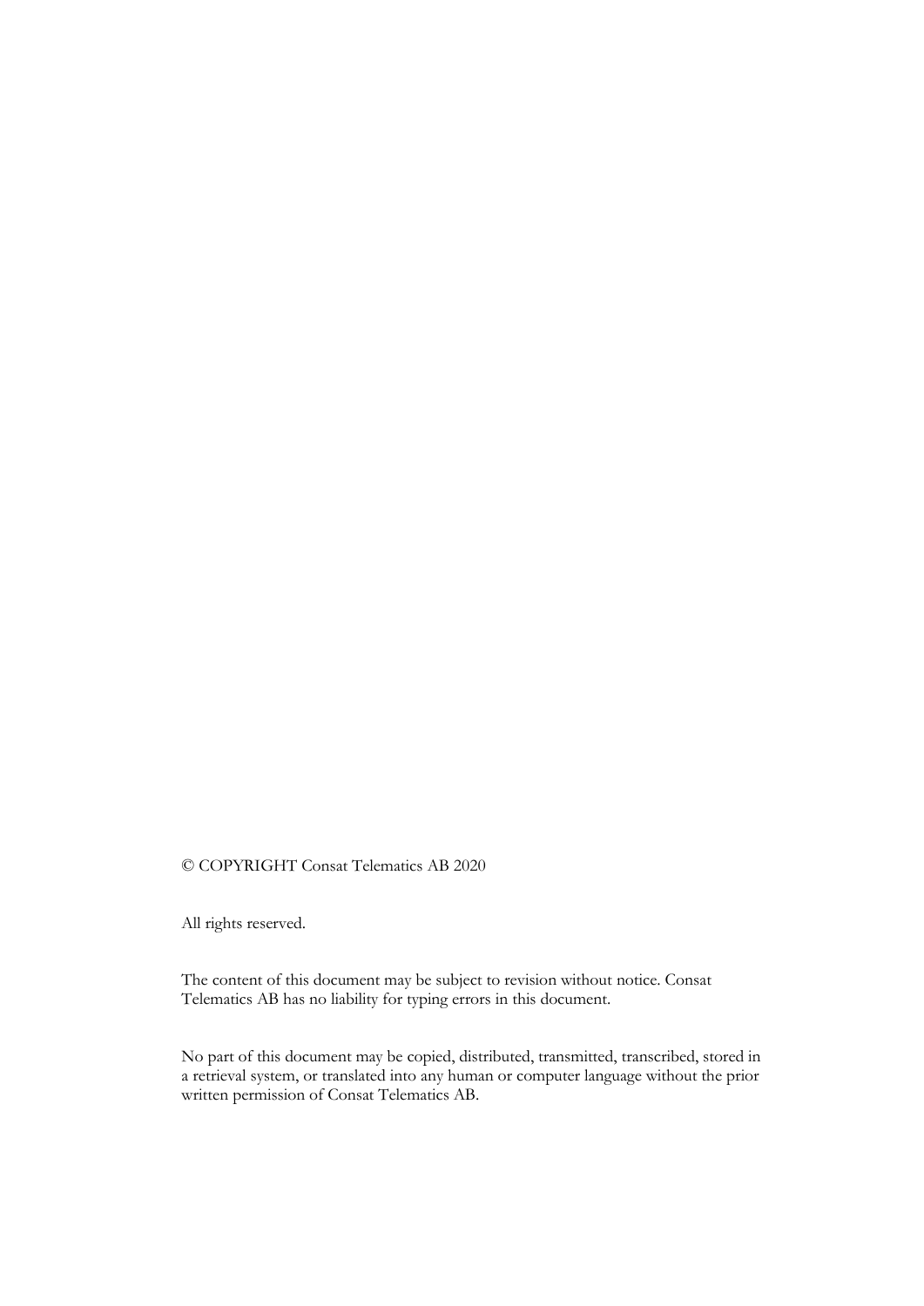© COPYRIGHT Consat Telematics AB 2020

All rights reserved.

The content of this document may be subject to revision without notice. Consat Telematics AB has no liability for typing errors in this document.

No part of this document may be copied, distributed, transmitted, transcribed, stored in a retrieval system, or translated into any human or computer language without the prior written permission of Consat Telematics AB.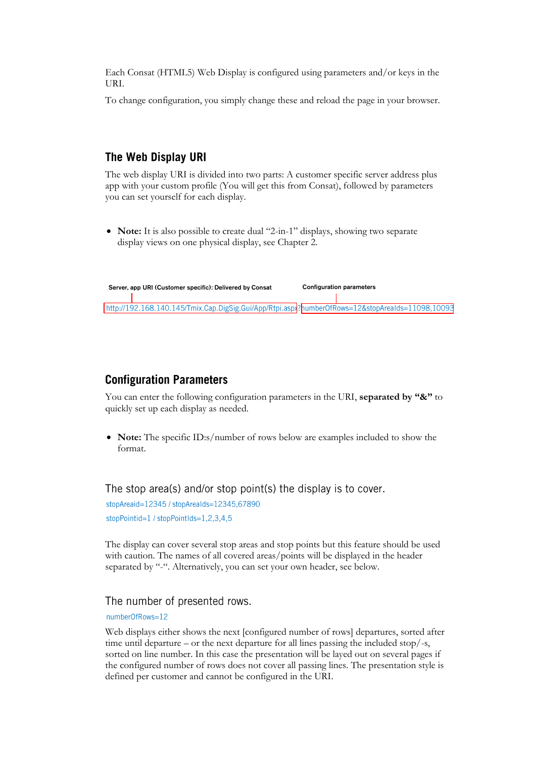Each Consat (HTML5) Web Display is configured using parameters and/or keys in the URI.

To change configuration, you simply change these and reload the page in your browser.

## The Web Display URI

The web display URI is divided into two parts: A customer specific server address plus app with your custom profile (You will get this from Consat), followed by parameters you can set yourself for each display.

- **Note:** It is also possible to create dual "2-in-1" displays, showing two separate display views on one physical display, see Chapter 2.

**Server, app URI (Customer specific): Delivered by Consat** | **Configuration parameters**

http://192.168.140.145/Tmix.Cap.DigSig.Gui/App/Rtpi.aspx?numberOfRows=12&stopAreaIds=11098,10093

## Configuration Parameters

You can enter the following configuration parameters in the URI, **separated by "&"** to quickly set up each display as needed.

- **Note:** The specific ID:s/number of rows below are examples included to show the format.

### The stop area(s) and/or stop point(s) the display is to cover.

stopAreaid=12345 / stopAreaIds=12345,67890

stopPointid=1 / stopPointIds=1,2,3,4,5

The display can cover several stop areas and stop points but this feature should be used with caution. The names of all covered areas/points will be displayed in the header separated by "-". Alternatively, you can set your own header, see below.

### The number of presented rows.

numberOfRows=12

Web displays either shows the next [configured number of rows] departures, sorted after time until departure – or the next departure for all lines passing the included stop/-s, sorted on line number. In this case the presentation will be layed out on several pages if the configured number of rows does not cover all passing lines. The presentation style is defined per customer and cannot be configured in the URI.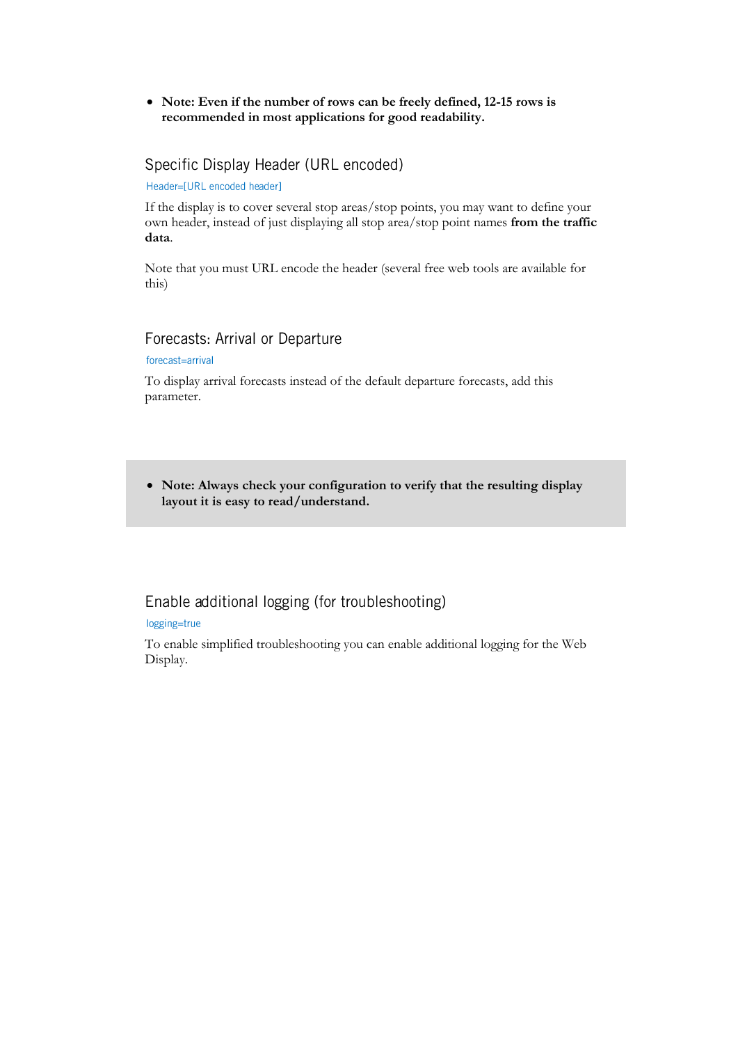- **Note: Even if the number of rows can be freely defined, 12-15 rows is recommended in most applications for good readability.**

## Specific Display Header (URL encoded)

`Header=[URL encoded header]`

If the display is to cover several stop areas/stop points, you may want to define your own header, instead of just displaying all stop area/stop point names **from the traffic data**.

Note that you must URL encode the header (several free web tools are available for this)

## Forecasts: Arrival or Departure

`forecast=arrival`

To display arrival forecasts instead of the default departure forecasts, add this parameter.

- **Note: Always check your configuration to verify that the resulting display layout it is easy to read/understand.**

## Enable additional logging (for troubleshooting)

`logging=true`

To enable simplified troubleshooting you can enable additional logging for the Web Display.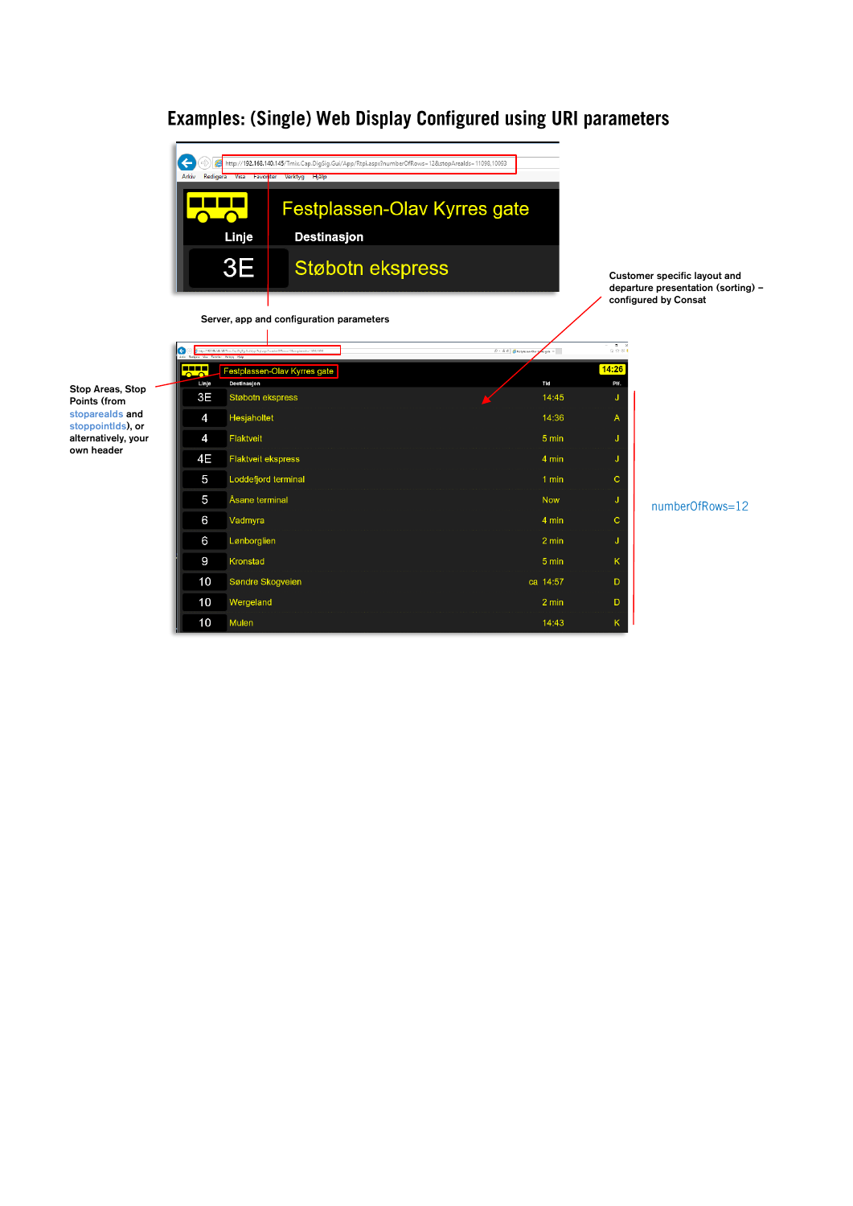# Examples: (Single) Web Display Configured using URI parameters

http://192.168.140.145/Tmix.Cap.DigSig.Gui/App/Rtpi.aspx?numberOfRows=12&stopAreaIds=11098,10003

Festplassen-Olav Kyrres gate

| Linje | Destinasjon |
| --- | --- |
| 3E | Støbotn ekspress |

Server, app and configuration parameters

Customer specific layout and departure presentation (sorting) – configured by Consat

Stop Areas, Stop Points (from stopareaIds and stoppointIds), or alternatively, your own header

Festplassen-Olav Kyrres gate — 14:26

| Linje | Destinasjon | Tid | Plf. |
| --- | --- | --- | --- |
| 3E | Støbotn ekspress | 14:45 | J |
| 4 | Hesjaholtet | 14:36 | A |
| 4 | Flaktveit | 5 min | J |
| 4E | Flaktveit ekspress | 4 min | J |
| 5 | Loddefjord terminal | 1 min | C |
| 5 | Åsane terminal | Now | J |
| 6 | Vadmyra | 4 min | C |
| 6 | Lønborglien | 2 min | J |
| 9 | Kronstad | 5 min | K |
| 10 | Søndre Skogveien | ca 14:57 | D |
| 10 | Wergeland | 2 min | D |
| 10 | Mulen | 14:43 | K |

numberOfRows=12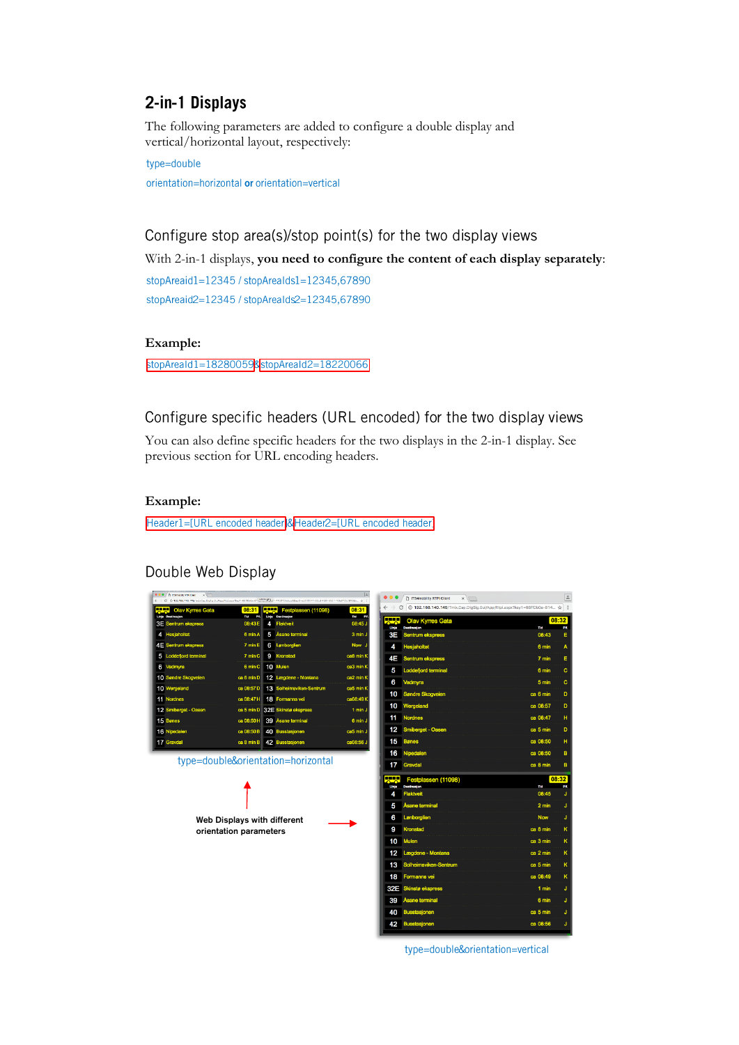## 2-in-1 Displays

The following parameters are added to configure a double display and vertical/horizontal layout, respectively:

type=double

orientation=horizontal **or** orientation=vertical

### Configure stop area(s)/stop point(s) for the two display views

With 2-in-1 displays, **you need to configure the content of each display separately**:

stopAreaid1=12345 / stopAreaIds1=12345,67890

stopAreaid2=12345 / stopAreaIds2=12345,67890

**Example:**

stopAreaId1=18280059&stopAreaId2=18220066

### Configure specific headers (URL encoded) for the two display views

You can also define specific headers for the two displays in the 2-in-1 display. See previous section for URL encoding headers.

**Example:**

Header1=[URL encoded header]&Header2=[URL encoded header]

### Double Web Display

type=double&orientation=horizontal

Web Displays with different orientation parameters

type=double&orientation=vertical